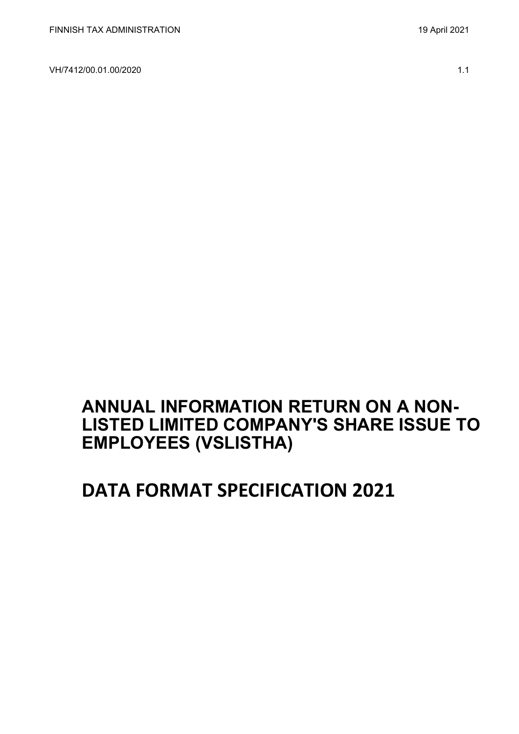FINNISH TAX ADMINISTRATION 19 April 2021

VH/7412/00.01.00/2020 1.1

# ANNUAL INFORMATION RETURN ON A NON-LISTED LIMITED COMPANY'S SHARE ISSUE TO EMPLOYEES (VSLISTHA)

# DATA FORMAT SPECIFICATION 2021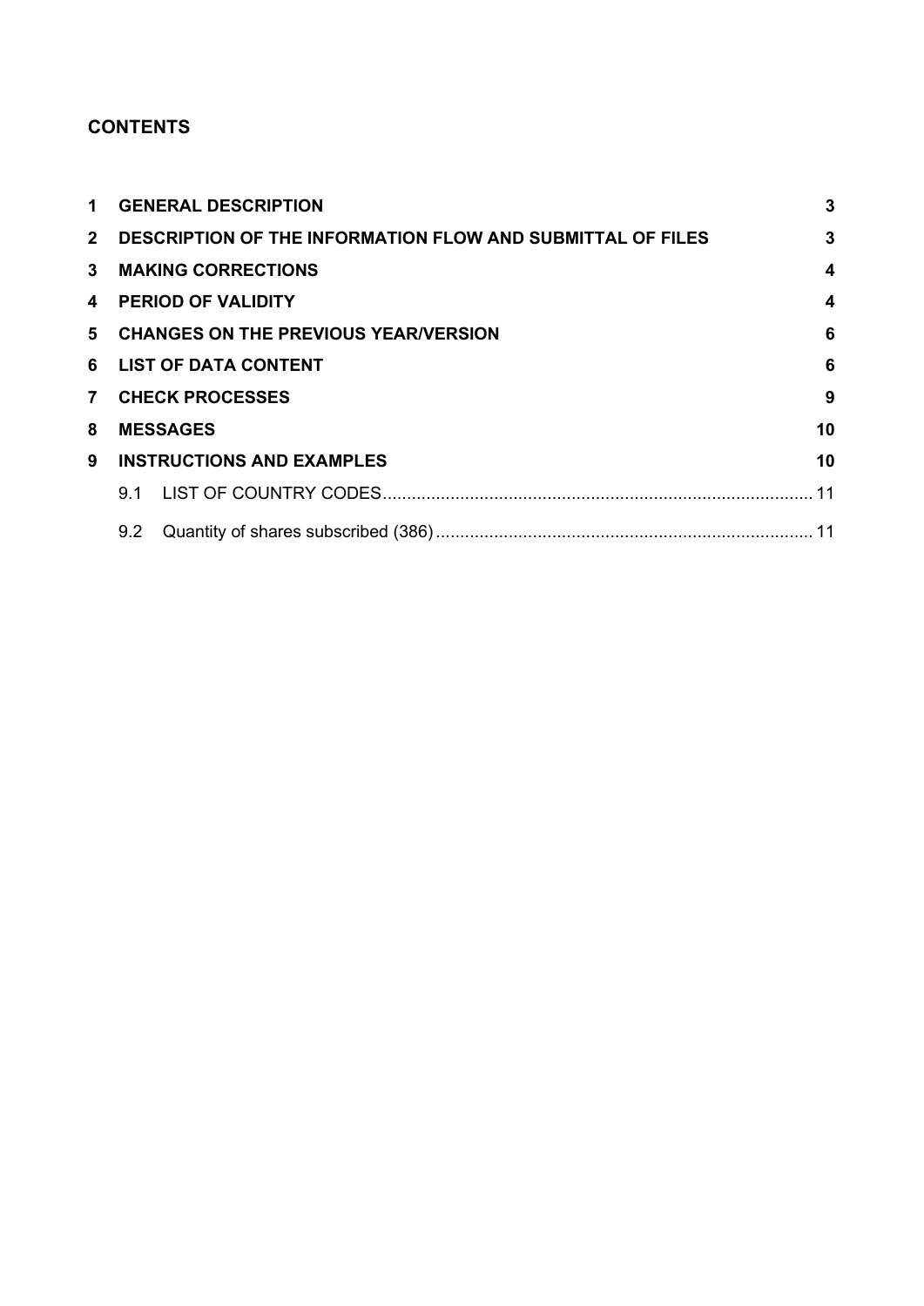## CONTENTS

| | | |
|---|---|---|
| **1** | **GENERAL DESCRIPTION** | **3** |
| **2** | **DESCRIPTION OF THE INFORMATION FLOW AND SUBMITTAL OF FILES** | **3** |
| **3** | **MAKING CORRECTIONS** | **4** |
| **4** | **PERIOD OF VALIDITY** | **4** |
| **5** | **CHANGES ON THE PREVIOUS YEAR/VERSION** | **6** |
| **6** | **LIST OF DATA CONTENT** | **6** |
| **7** | **CHECK PROCESSES** | **9** |
| **8** | **MESSAGES** | **10** |
| **9** | **INSTRUCTIONS AND EXAMPLES** | **10** |
| 9.1 | LIST OF COUNTRY CODES | 11 |
| 9.2 | Quantity of shares subscribed (386) | 11 |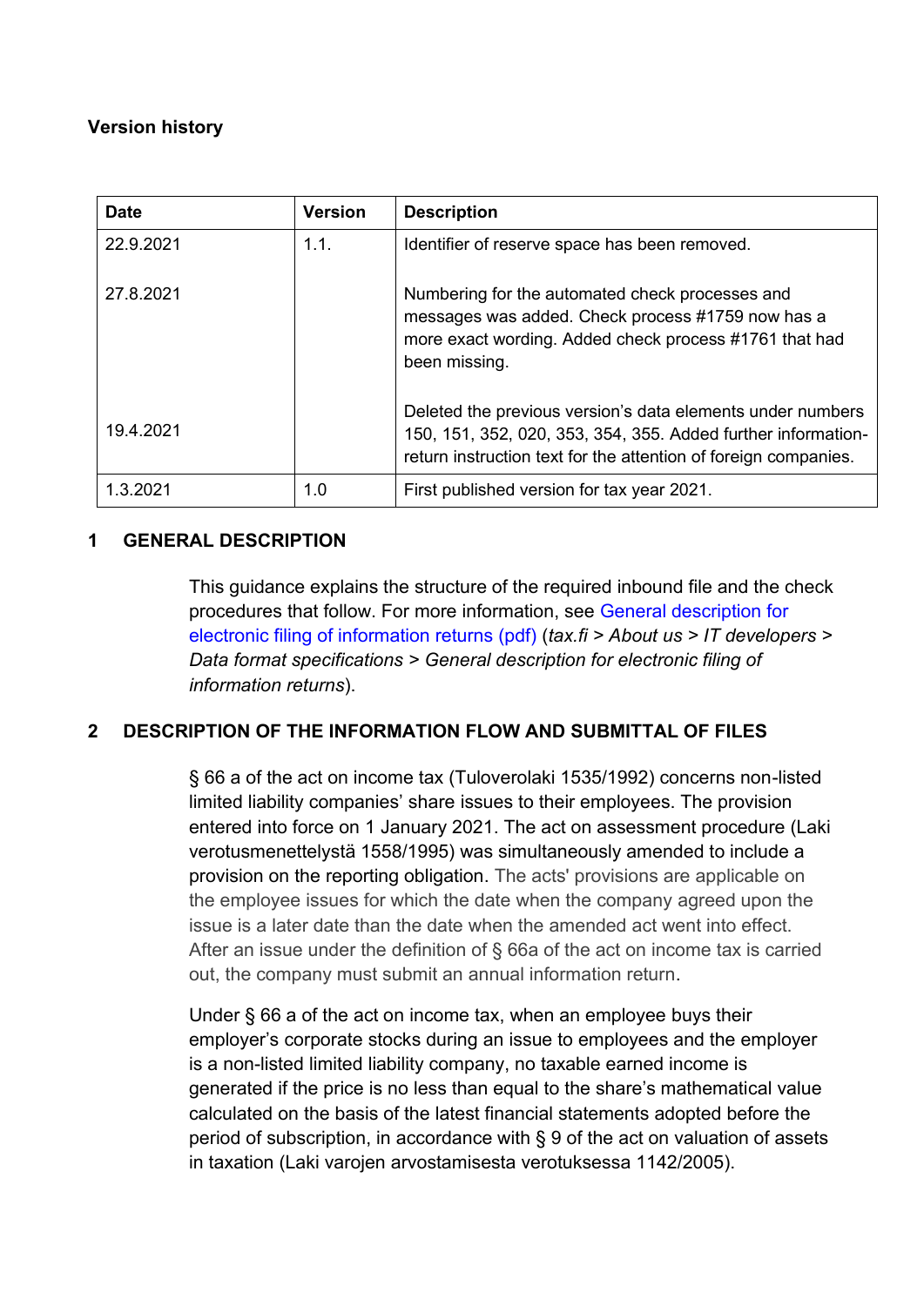**Version history**

| Date | Version | Description |
|---|---|---|
| 22.9.2021<br><br>27.8.2021<br><br>19.4.2021 | 1.1. | Identifier of reserve space has been removed.<br><br>Numbering for the automated check processes and messages was added. Check process #1759 now has a more exact wording. Added check process #1761 that had been missing.<br><br>Deleted the previous version's data elements under numbers 150, 151, 352, 020, 353, 354, 355. Added further information-return instruction text for the attention of foreign companies. |
| 1.3.2021 | 1.0 | First published version for tax year 2021. |

## 1 GENERAL DESCRIPTION

This guidance explains the structure of the required inbound file and the check procedures that follow. For more information, see General description for electronic filing of information returns (pdf) (*tax.fi > About us > IT developers > Data format specifications > General description for electronic filing of information returns*).

## 2 DESCRIPTION OF THE INFORMATION FLOW AND SUBMITTAL OF FILES

§ 66 a of the act on income tax (Tuloverolaki 1535/1992) concerns non-listed limited liability companies' share issues to their employees. The provision entered into force on 1 January 2021. The act on assessment procedure (Laki verotusmenettelystä 1558/1995) was simultaneously amended to include a provision on the reporting obligation. The acts' provisions are applicable on the employee issues for which the date when the company agreed upon the issue is a later date than the date when the amended act went into effect. After an issue under the definition of § 66a of the act on income tax is carried out, the company must submit an annual information return.

Under § 66 a of the act on income tax, when an employee buys their employer's corporate stocks during an issue to employees and the employer is a non-listed limited liability company, no taxable earned income is generated if the price is no less than equal to the share's mathematical value calculated on the basis of the latest financial statements adopted before the period of subscription, in accordance with § 9 of the act on valuation of assets in taxation (Laki varojen arvostamisesta verotuksessa 1142/2005).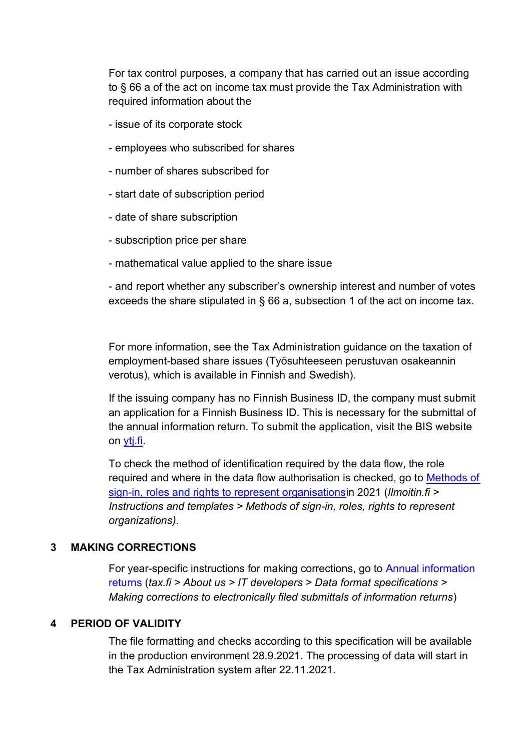For tax control purposes, a company that has carried out an issue according to § 66 a of the act on income tax must provide the Tax Administration with required information about the

- issue of its corporate stock

- employees who subscribed for shares

- number of shares subscribed for

- start date of subscription period

- date of share subscription

- subscription price per share

- mathematical value applied to the share issue

- and report whether any subscriber's ownership interest and number of votes exceeds the share stipulated in § 66 a, subsection 1 of the act on income tax.

For more information, see the Tax Administration guidance on the taxation of employment-based share issues (Työsuhteeseen perustuvan osakeannin verotus), which is available in Finnish and Swedish).

If the issuing company has no Finnish Business ID, the company must submit an application for a Finnish Business ID. This is necessary for the submittal of the annual information return. To submit the application, visit the BIS website on ytj.fi.

To check the method of identification required by the data flow, the role required and where in the data flow authorisation is checked, go to Methods of sign-in, roles and rights to represent organisationsin 2021 (*Ilmoitin.fi > Instructions and templates > Methods of sign-in, roles, rights to represent organizations)*.

## 3 MAKING CORRECTIONS

For year-specific instructions for making corrections, go to Annual information returns (*tax.fi > About us > IT developers > Data format specifications > Making corrections to electronically filed submittals of information returns*)

## 4 PERIOD OF VALIDITY

The file formatting and checks according to this specification will be available in the production environment 28.9.2021. The processing of data will start in the Tax Administration system after 22.11.2021.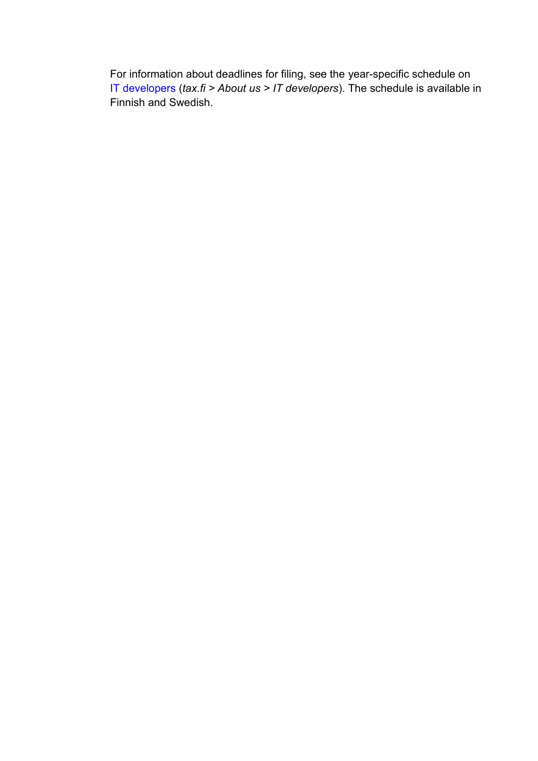For information about deadlines for filing, see the year-specific schedule on IT developers (*tax.fi* > *About us* > *IT developers*). The schedule is available in Finnish and Swedish.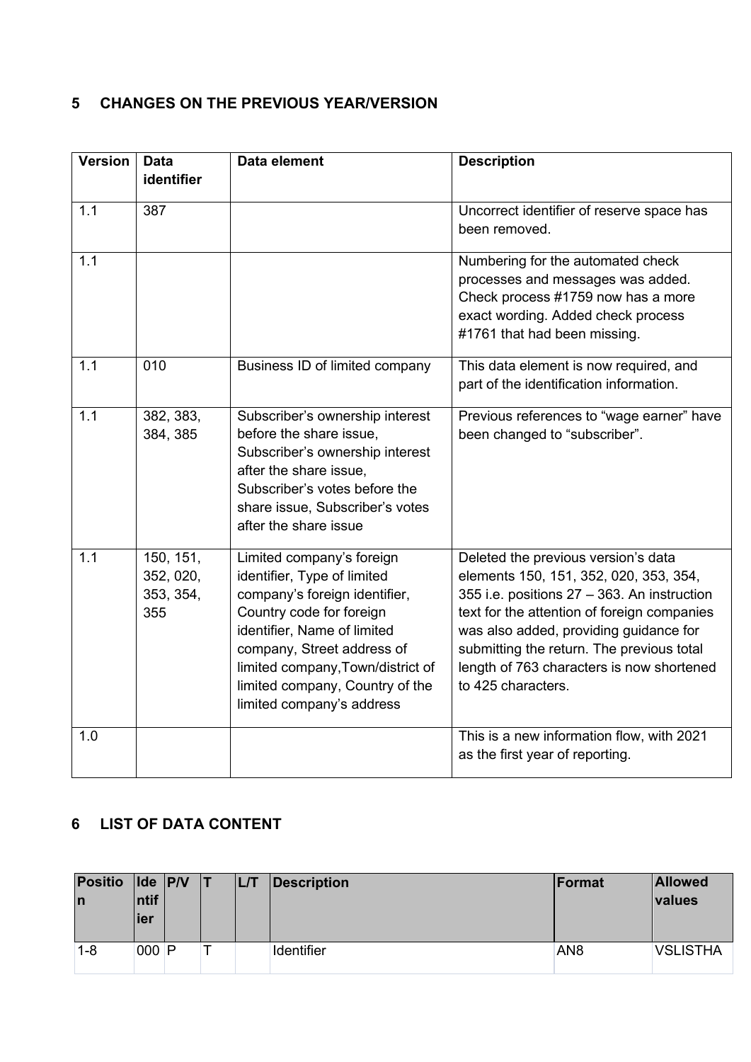## 5 CHANGES ON THE PREVIOUS YEAR/VERSION

| Version | Data identifier | Data element | Description |
|---|---|---|---|
| 1.1 | 387 | | Uncorrect identifier of reserve space has been removed. |
| 1.1 | | | Numbering for the automated check processes and messages was added. Check process #1759 now has a more exact wording. Added check process #1761 that had been missing. |
| 1.1 | 010 | Business ID of limited company | This data element is now required, and part of the identification information. |
| 1.1 | 382, 383, 384, 385 | Subscriber's ownership interest before the share issue, Subscriber's ownership interest after the share issue, Subscriber's votes before the share issue, Subscriber's votes after the share issue | Previous references to "wage earner" have been changed to "subscriber". |
| 1.1 | 150, 151, 352, 020, 353, 354, 355 | Limited company's foreign identifier, Type of limited company's foreign identifier, Country code for foreign identifier, Name of limited company, Street address of limited company,Town/district of limited company, Country of the limited company's address | Deleted the previous version's data elements 150, 151, 352, 020, 353, 354, 355 i.e. positions 27 – 363. An instruction text for the attention of foreign companies was also added, providing guidance for submitting the return. The previous total length of 763 characters is now shortened to 425 characters. |
| 1.0 | | | This is a new information flow, with 2021 as the first year of reporting. |

## 6 LIST OF DATA CONTENT

| Position | Identifier | P/V | T | L/T | Description | Format | Allowed values |
|---|---|---|---|---|---|---|---|
| 1-8 | 000 | P | T | | Identifier | AN8 | VSLISTHA |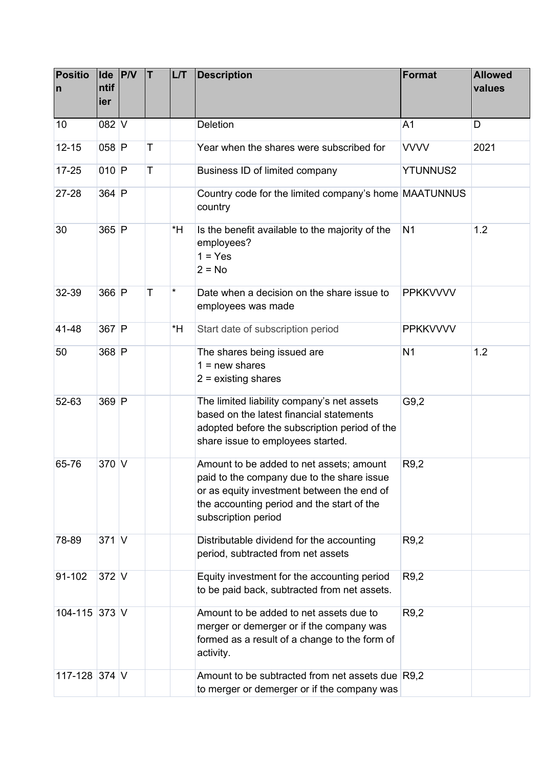| Position | Identifier | P/V | T | L/T | Description | Format | Allowed values |
|---|---|---|---|---|---|---|---|
| 10 | 082 | V | | | Deletion | A1 | D |
| 12-15 | 058 | P | T | | Year when the shares were subscribed for | VVVV | 2021 |
| 17-25 | 010 | P | T | | Business ID of limited company | YTUNNUS2 | |
| 27-28 | 364 | P | | | Country code for the limited company's home country | MAATUNNUS | |
| 30 | 365 | P | | *H | Is the benefit available to the majority of the employees?<br>1 = Yes<br>2 = No | N1 | 1.2 |
| 32-39 | 366 | P | T | * | Date when a decision on the share issue to employees was made | PPKKVVVV | |
| 41-48 | 367 | P | | *H | Start date of subscription period | PPKKVVVV | |
| 50 | 368 | P | | | The shares being issued are<br>1 = new shares<br>2 = existing shares | N1 | 1.2 |
| 52-63 | 369 | P | | | The limited liability company's net assets based on the latest financial statements adopted before the subscription period of the share issue to employees started. | G9,2 | |
| 65-76 | 370 | V | | | Amount to be added to net assets; amount paid to the company due to the share issue or as equity investment between the end of the accounting period and the start of the subscription period | R9,2 | |
| 78-89 | 371 | V | | | Distributable dividend for the accounting period, subtracted from net assets | R9,2 | |
| 91-102 | 372 | V | | | Equity investment for the accounting period to be paid back, subtracted from net assets. | R9,2 | |
| 104-115 | 373 | V | | | Amount to be added to net assets due to merger or demerger or if the company was formed as a result of a change to the form of activity. | R9,2 | |
| 117-128 | 374 | V | | | Amount to be subtracted from net assets due to merger or demerger or if the company was | R9,2 | |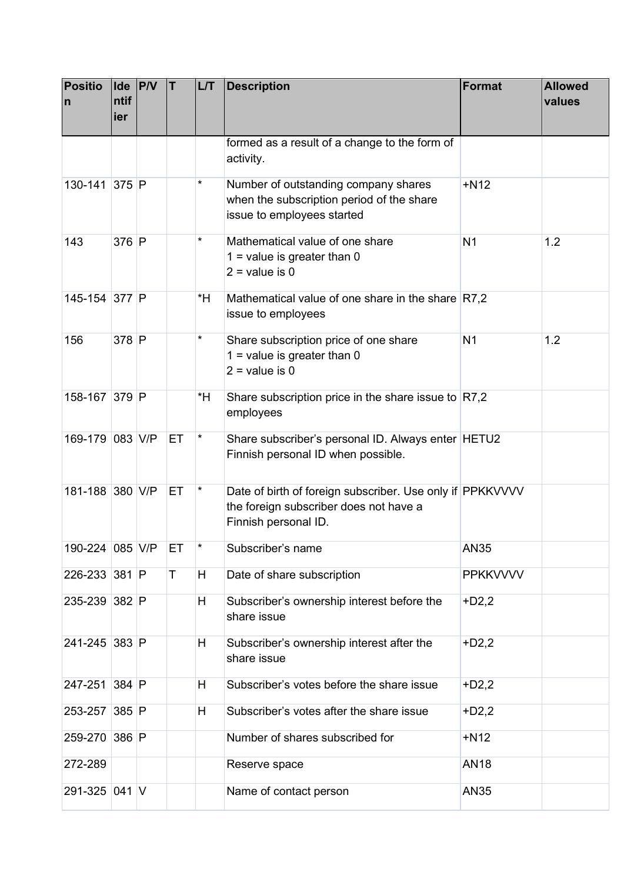| Position | Identifier | P/V | T | L/T | Description | Format | Allowed values |
|---|---|---|---|---|---|---|---|
| | | | | | formed as a result of a change to the form of activity. | | |
| 130-141 | 375 | P | | * | Number of outstanding company shares when the subscription period of the share issue to employees started | +N12 | |
| 143 | 376 | P | | * | Mathematical value of one share<br>1 = value is greater than 0<br>2 = value is 0 | N1 | 1.2 |
| 145-154 | 377 | P | | *H | Mathematical value of one share in the share issue to employees | R7,2 | |
| 156 | 378 | P | | * | Share subscription price of one share<br>1 = value is greater than 0<br>2 = value is 0 | N1 | 1.2 |
| 158-167 | 379 | P | | *H | Share subscription price in the share issue to employees | R7,2 | |
| 169-179 | 083 | V/P | ET | * | Share subscriber's personal ID. Always enter Finnish personal ID when possible. | HETU2 | |
| 181-188 | 380 | V/P | ET | * | Date of birth of foreign subscriber. Use only if the foreign subscriber does not have a Finnish personal ID. | PPKKVVVV | |
| 190-224 | 085 | V/P | ET | * | Subscriber's name | AN35 | |
| 226-233 | 381 | P | T | H | Date of share subscription | PPKKVVVV | |
| 235-239 | 382 | P | | H | Subscriber's ownership interest before the share issue | +D2,2 | |
| 241-245 | 383 | P | | H | Subscriber's ownership interest after the share issue | +D2,2 | |
| 247-251 | 384 | P | | H | Subscriber's votes before the share issue | +D2,2 | |
| 253-257 | 385 | P | | H | Subscriber's votes after the share issue | +D2,2 | |
| 259-270 | 386 | P | | | Number of shares subscribed for | +N12 | |
| 272-289 | | | | | Reserve space | AN18 | |
| 291-325 | 041 | V | | | Name of contact person | AN35 | |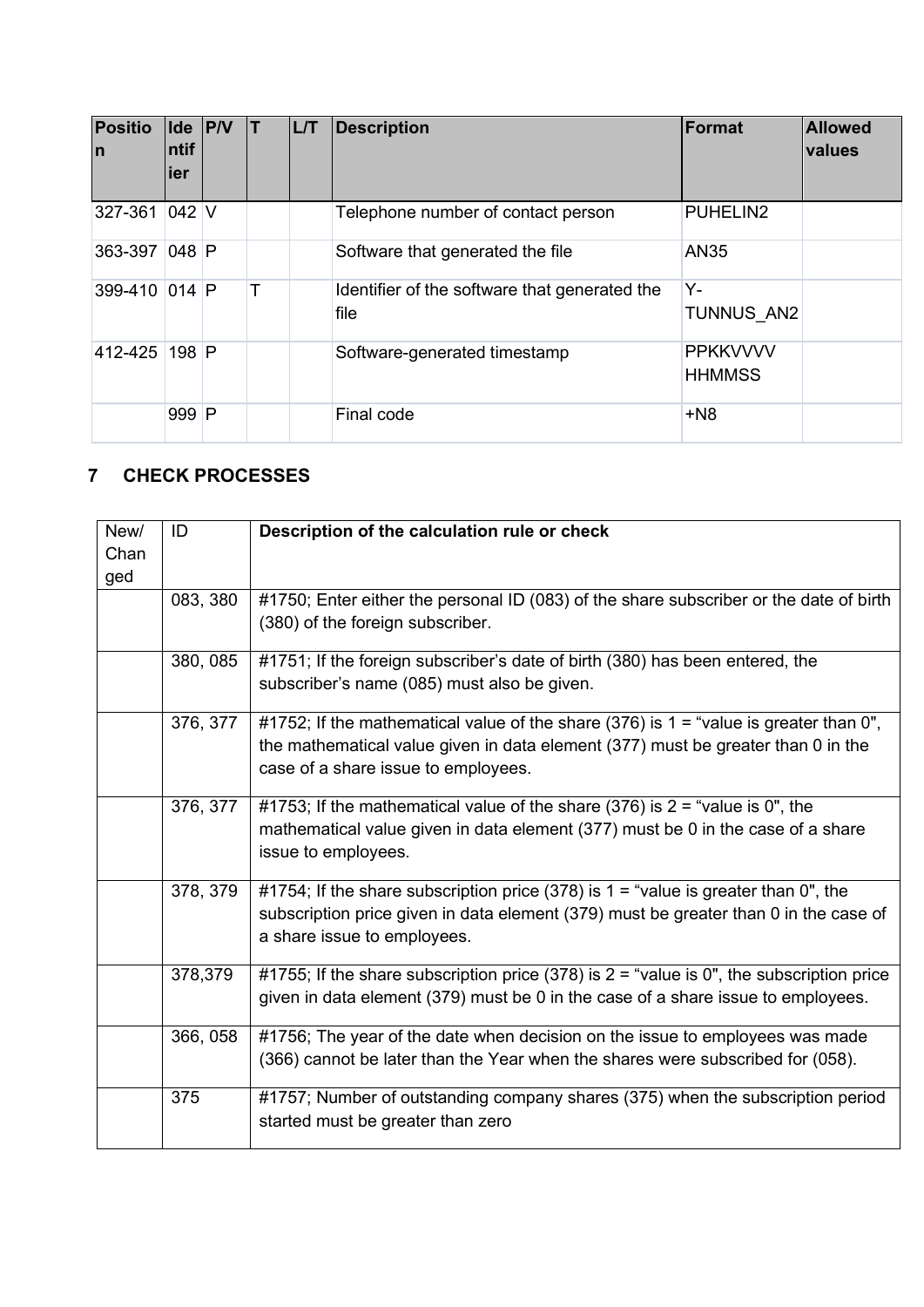| Position | Identifier | P/V | T | L/T | Description | Format | Allowed values |
|---|---|---|---|---|---|---|---|
| 327-361 | 042 | V | | | Telephone number of contact person | PUHELIN2 | |
| 363-397 | 048 | P | | | Software that generated the file | AN35 | |
| 399-410 | 014 | P | T | | Identifier of the software that generated the file | Y-TUNNUS_AN2 | |
| 412-425 | 198 | P | | | Software-generated timestamp | PPKKVVVV HHMMSS | |
| | 999 | P | | | Final code | +N8 | |

## 7 CHECK PROCESSES

| New/ Changed | ID | Description of the calculation rule or check |
|---|---|---|
| | 083, 380 | #1750; Enter either the personal ID (083) of the share subscriber or the date of birth (380) of the foreign subscriber. |
| | 380, 085 | #1751; If the foreign subscriber's date of birth (380) has been entered, the subscriber's name (085) must also be given. |
| | 376, 377 | #1752; If the mathematical value of the share (376) is 1 = "value is greater than 0", the mathematical value given in data element (377) must be greater than 0 in the case of a share issue to employees. |
| | 376, 377 | #1753; If the mathematical value of the share (376) is 2 = "value is 0", the mathematical value given in data element (377) must be 0 in the case of a share issue to employees. |
| | 378, 379 | #1754; If the share subscription price (378) is 1 = "value is greater than 0", the subscription price given in data element (379) must be greater than 0 in the case of a share issue to employees. |
| | 378,379 | #1755; If the share subscription price (378) is 2 = "value is 0", the subscription price given in data element (379) must be 0 in the case of a share issue to employees. |
| | 366, 058 | #1756; The year of the date when decision on the issue to employees was made (366) cannot be later than the Year when the shares were subscribed for (058). |
| | 375 | #1757; Number of outstanding company shares (375) when the subscription period started must be greater than zero |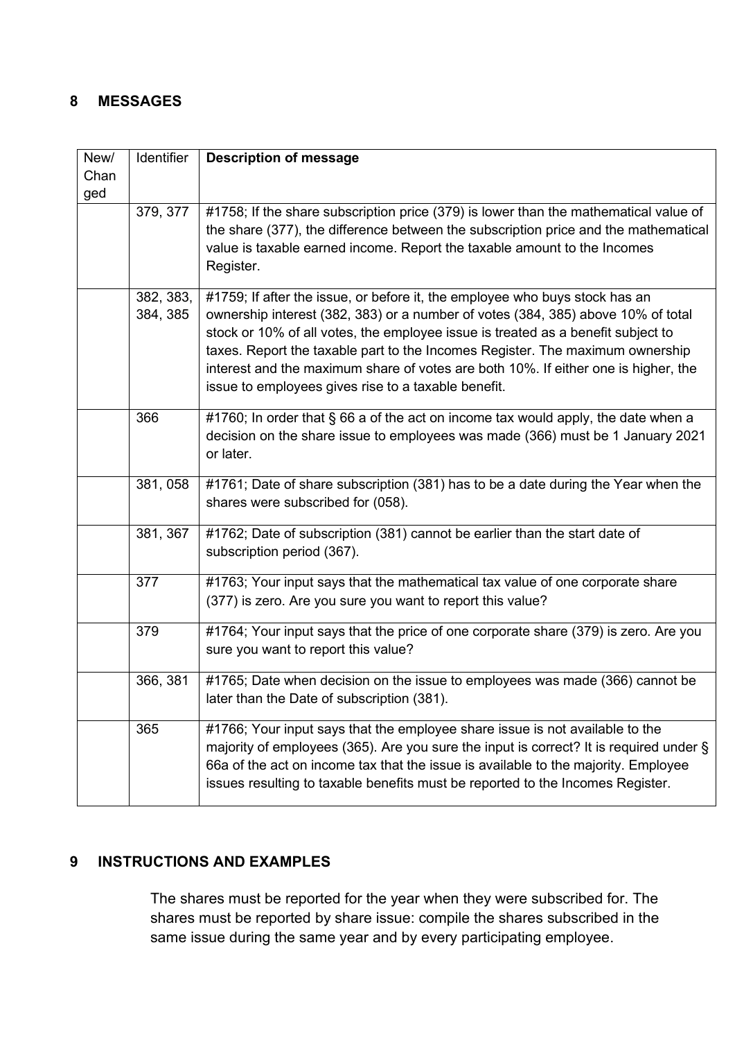## 8 MESSAGES

| New/ Changed | Identifier | **Description of message** |
|---|---|---|
| | 379, 377 | #1758; If the share subscription price (379) is lower than the mathematical value of the share (377), the difference between the subscription price and the mathematical value is taxable earned income. Report the taxable amount to the Incomes Register. |
| | 382, 383, 384, 385 | #1759; If after the issue, or before it, the employee who buys stock has an ownership interest (382, 383) or a number of votes (384, 385) above 10% of total stock or 10% of all votes, the employee issue is treated as a benefit subject to taxes. Report the taxable part to the Incomes Register. The maximum ownership interest and the maximum share of votes are both 10%. If either one is higher, the issue to employees gives rise to a taxable benefit. |
| | 366 | #1760; In order that § 66 a of the act on income tax would apply, the date when a decision on the share issue to employees was made (366) must be 1 January 2021 or later. |
| | 381, 058 | #1761; Date of share subscription (381) has to be a date during the Year when the shares were subscribed for (058). |
| | 381, 367 | #1762; Date of subscription (381) cannot be earlier than the start date of subscription period (367). |
| | 377 | #1763; Your input says that the mathematical tax value of one corporate share (377) is zero. Are you sure you want to report this value? |
| | 379 | #1764; Your input says that the price of one corporate share (379) is zero. Are you sure you want to report this value? |
| | 366, 381 | #1765; Date when decision on the issue to employees was made (366) cannot be later than the Date of subscription (381). |
| | 365 | #1766; Your input says that the employee share issue is not available to the majority of employees (365). Are you sure the input is correct? It is required under § 66a of the act on income tax that the issue is available to the majority. Employee issues resulting to taxable benefits must be reported to the Incomes Register. |

## 9 INSTRUCTIONS AND EXAMPLES

The shares must be reported for the year when they were subscribed for. The shares must be reported by share issue: compile the shares subscribed in the same issue during the same year and by every participating employee.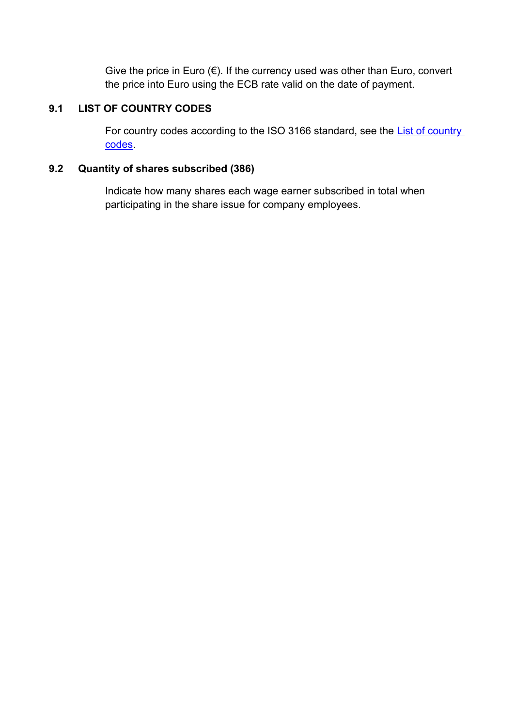Give the price in Euro (€). If the currency used was other than Euro, convert the price into Euro using the ECB rate valid on the date of payment.

## 9.1 LIST OF COUNTRY CODES

For country codes according to the ISO 3166 standard, see the [List of country codes](#).

## 9.2 Quantity of shares subscribed (386)

Indicate how many shares each wage earner subscribed in total when participating in the share issue for company employees.